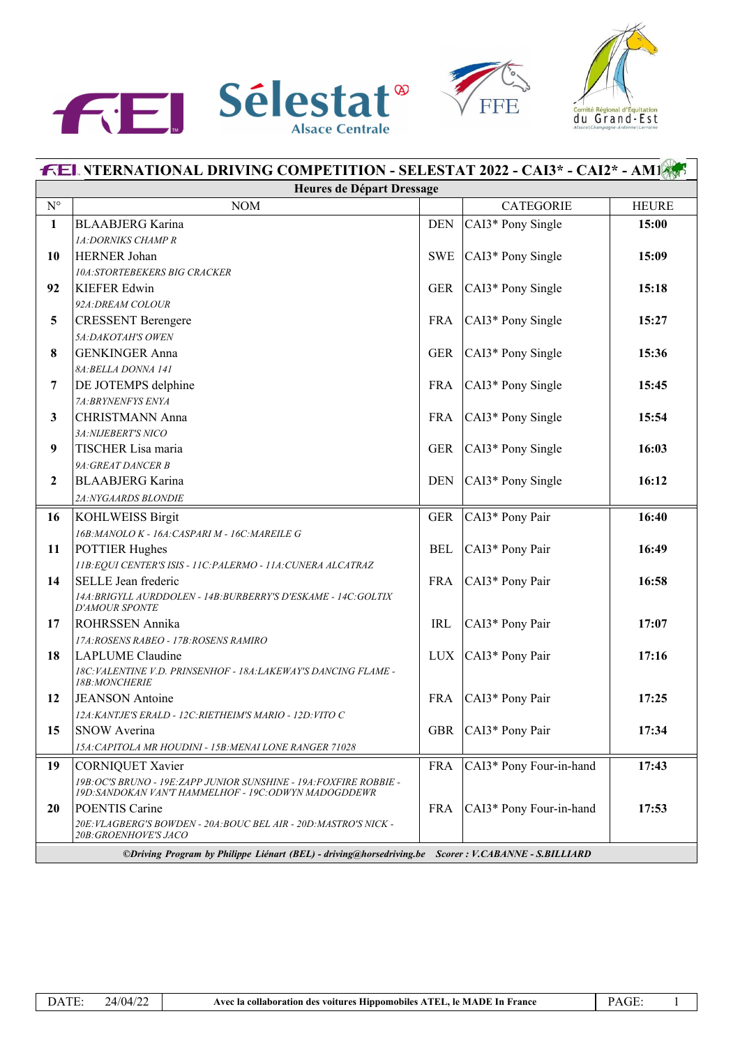# FEI INTERNATIONAL DRIVING COMPETITION - SELESTAT 2022 - CAI3* - CAI2* - AM1

## Heures de Départ Dressage

| N° | NOM | | CATEGORIE | HEURE |
|---|---|---|---|---|
| **1** | BLAABJERG Karina<br>*1A:DORNIKS CHAMP R* | DEN | CAI3* Pony Single | **15:00** |
| **10** | HERNER Johan<br>*10A:STORTEBEKERS BIG CRACKER* | SWE | CAI3* Pony Single | **15:09** |
| **92** | KIEFER Edwin<br>*92A:DREAM COLOUR* | GER | CAI3* Pony Single | **15:18** |
| **5** | CRESSENT Berengere<br>*5A:DAKOTAH'S OWEN* | FRA | CAI3* Pony Single | **15:27** |
| **8** | GENKINGER Anna<br>*8A:BELLA DONNA 141* | GER | CAI3* Pony Single | **15:36** |
| **7** | DE JOTEMPS delphine<br>*7A:BRYNENFYS ENYA* | FRA | CAI3* Pony Single | **15:45** |
| **3** | CHRISTMANN Anna<br>*3A:NIJEBERT'S NICO* | FRA | CAI3* Pony Single | **15:54** |
| **9** | TISCHER Lisa maria<br>*9A:GREAT DANCER B* | GER | CAI3* Pony Single | **16:03** |
| **2** | BLAABJERG Karina<br>*2A:NYGAARDS BLONDIE* | DEN | CAI3* Pony Single | **16:12** |
| **16** | KOHLWEISS Birgit<br>*16B:MANOLO K - 16A:CASPARI M - 16C:MAREILE G* | GER | CAI3* Pony Pair | **16:40** |
| **11** | POTTIER Hughes<br>*11B:EQUI CENTER'S ISIS - 11C:PALERMO - 11A:CUNERA ALCATRAZ* | BEL | CAI3* Pony Pair | **16:49** |
| **14** | SELLE Jean frederic<br>*14A:BRIGYLL AURDDOLEN - 14B:BURBERRY'S D'ESKAME - 14C:GOLTIX D'AMOUR SPONTE* | FRA | CAI3* Pony Pair | **16:58** |
| **17** | ROHRSSEN Annika<br>*17A:ROSENS RABEO - 17B:ROSENS RAMIRO* | IRL | CAI3* Pony Pair | **17:07** |
| **18** | LAPLUME Claudine<br>*18C:VALENTINE V.D. PRINSENHOF - 18A:LAKEWAY'S DANCING FLAME - 18B:MONCHERIE* | LUX | CAI3* Pony Pair | **17:16** |
| **12** | JEANSON Antoine<br>*12A:KANTJE'S ERALD - 12C:RIETHEIM'S MARIO - 12D:VITO C* | FRA | CAI3* Pony Pair | **17:25** |
| **15** | SNOW Averina<br>*15A:CAPITOLA MR HOUDINI - 15B:MENAI LONE RANGER 71028* | GBR | CAI3* Pony Pair | **17:34** |
| **19** | CORNIQUET Xavier<br>*19B:OC'S BRUNO - 19E:ZAPP JUNIOR SUNSHINE - 19A:FOXFIRE ROBBIE - 19D:SANDOKAN VAN'T HAMMELHOF - 19C:ODWYN MADOGDDEWR* | FRA | CAI3* Pony Four-in-hand | **17:43** |
| **20** | POENTIS Carine<br>*20E:VLAGBERG'S BOWDEN - 20A:BOUC BEL AIR - 20D:MASTRO'S NICK - 20B:GROENHOVE'S JACO* | FRA | CAI3* Pony Four-in-hand | **17:53** |

***©Driving Program by Philippe Liénart (BEL) - driving@horsedriving.be Scorer : V.CABANNE - S.BILLIARD***

DATE: 24/04/22 — **Avec la collaboration des voitures Hippomobiles ATEL, le MADE In France**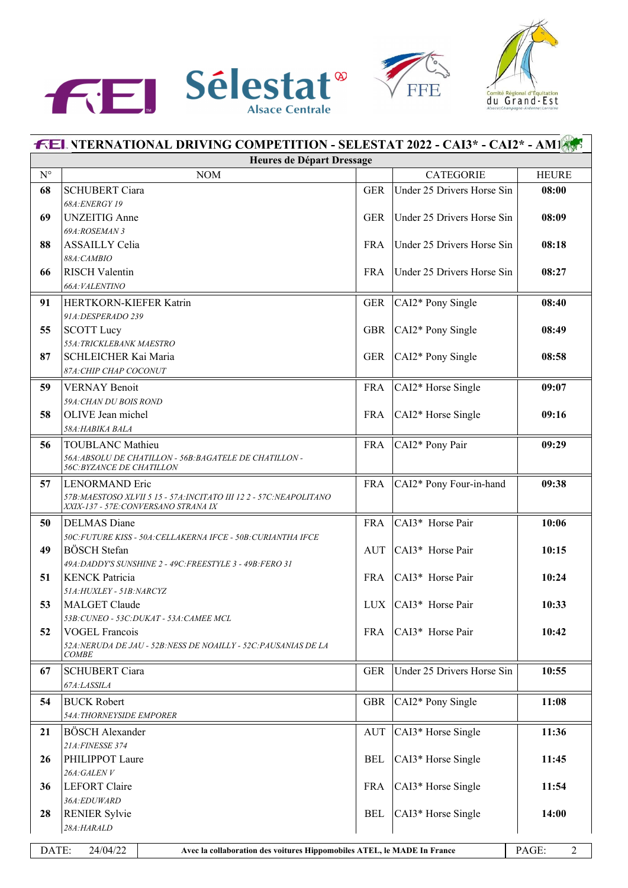## NTERNATIONAL DRIVING COMPETITION - SELESTAT 2022 - CAI3* - CAI2* - AM1

### Heures de Départ Dressage

| N° | NOM | | CATEGORIE | HEURE |
|---|---|---|---|---|
| **68** | SCHUBERT Ciara<br>*68A:ENERGY 19* | GER | Under 25 Drivers Horse Sin | **08:00** |
| **69** | UNZEITIG Anne<br>*69A:ROSEMAN 3* | GER | Under 25 Drivers Horse Sin | **08:09** |
| **88** | ASSAILLY Celia<br>*88A:CAMBIO* | FRA | Under 25 Drivers Horse Sin | **08:18** |
| **66** | RISCH Valentin<br>*66A:VALENTINO* | FRA | Under 25 Drivers Horse Sin | **08:27** |
| **91** | HERTKORN-KIEFER Katrin<br>*91A:DESPERADO 239* | GER | CAI2* Pony Single | **08:40** |
| **55** | SCOTT Lucy<br>*55A:TRICKLEBANK MAESTRO* | GBR | CAI2* Pony Single | **08:49** |
| **87** | SCHLEICHER Kai Maria<br>*87A:CHIP CHAP COCONUT* | GER | CAI2* Pony Single | **08:58** |
| **59** | VERNAY Benoit<br>*59A:CHAN DU BOIS ROND* | FRA | CAI2* Horse Single | **09:07** |
| **58** | OLIVE Jean michel<br>*58A:HABIKA BALA* | FRA | CAI2* Horse Single | **09:16** |
| **56** | TOUBLANC Mathieu<br>*56A:ABSOLU DE CHATILLON - 56B:BAGATELE DE CHATILLON - 56C:BYZANCE DE CHATILLON* | FRA | CAI2* Pony Pair | **09:29** |
| **57** | LENORMAND Eric<br>*57B:MAESTOSO XLVII 5 15 - 57A:INCITATO III 12 2 - 57C:NEAPOLITANO XXIX-137 - 57E:CONVERSANO STRANA IX* | FRA | CAI2* Pony Four-in-hand | **09:38** |
| **50** | DELMAS Diane<br>*50C:FUTURE KISS - 50A:CELLAKERNA IFCE - 50B:CURIANTHA IFCE* | FRA | CAI3* Horse Pair | **10:06** |
| **49** | BÖSCH Stefan<br>*49A:DADDY'S SUNSHINE 2 - 49C:FREESTYLE 3 - 49B:FERO 31* | AUT | CAI3* Horse Pair | **10:15** |
| **51** | KENCK Patricia<br>*51A:HUXLEY - 51B:NARCYZ* | FRA | CAI3* Horse Pair | **10:24** |
| **53** | MALGET Claude<br>*53B:CUNEO - 53C:DUKAT - 53A:CAMEE MCL* | LUX | CAI3* Horse Pair | **10:33** |
| **52** | VOGEL Francois<br>*52A:NERUDA DE JAU - 52B:NESS DE NOAILLY - 52C:PAUSANIAS DE LA COMBE* | FRA | CAI3* Horse Pair | **10:42** |
| **67** | SCHUBERT Ciara<br>*67A:LASSILA* | GER | Under 25 Drivers Horse Sin | **10:55** |
| **54** | BUCK Robert<br>*54A:THORNEYSIDE EMPORER* | GBR | CAI2* Pony Single | **11:08** |
| **21** | BÖSCH Alexander<br>*21A:FINESSE 374* | AUT | CAI3* Horse Single | **11:36** |
| **26** | PHILIPPOT Laure<br>*26A:GALEN V* | BEL | CAI3* Horse Single | **11:45** |
| **36** | LEFORT Claire<br>*36A:EDUWARD* | FRA | CAI3* Horse Single | **11:54** |
| **28** | RENIER Sylvie<br>*28A:HARALD* | BEL | CAI3* Horse Single | **14:00** |

DATE: 24/04/22 — **Avec la collaboration des voitures Hippomobiles ATEL, le MADE In France**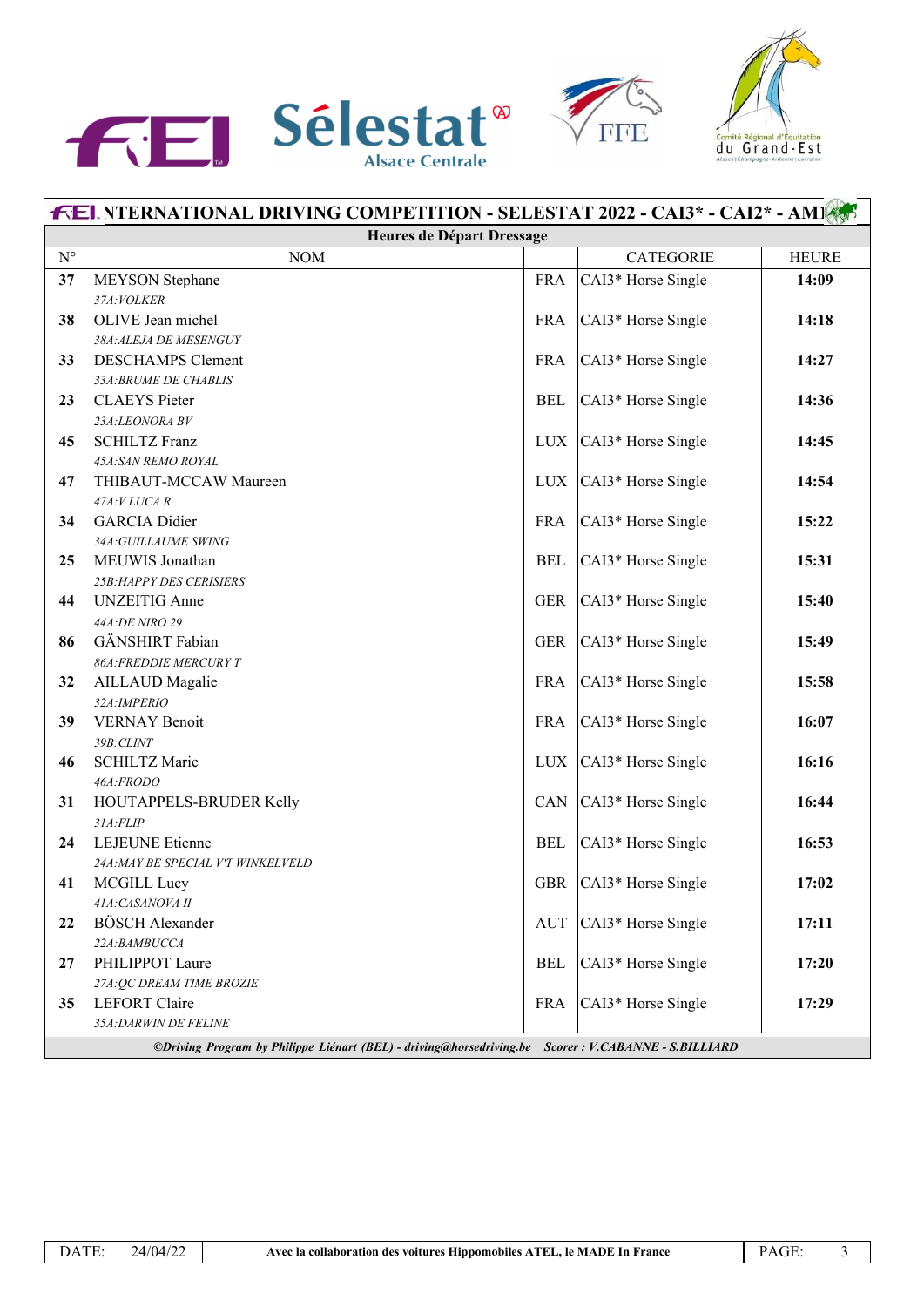## NTERNATIONAL DRIVING COMPETITION - SELESTAT 2022 - CAI3* - CAI2* - AM1

### Heures de Départ Dressage

| N° | NOM | | CATEGORIE | HEURE |
|---|---|---|---|---|
| **37** | MEYSON Stephane<br>*37A:VOLKER* | FRA | CAI3* Horse Single | **14:09** |
| **38** | OLIVE Jean michel<br>*38A:ALEJA DE MESENGUY* | FRA | CAI3* Horse Single | **14:18** |
| **33** | DESCHAMPS Clement<br>*33A:BRUME DE CHABLIS* | FRA | CAI3* Horse Single | **14:27** |
| **23** | CLAEYS Pieter<br>*23A:LEONORA BV* | BEL | CAI3* Horse Single | **14:36** |
| **45** | SCHILTZ Franz<br>*45A:SAN REMO ROYAL* | LUX | CAI3* Horse Single | **14:45** |
| **47** | THIBAUT-MCCAW Maureen<br>*47A:V LUCA R* | LUX | CAI3* Horse Single | **14:54** |
| **34** | GARCIA Didier<br>*34A:GUILLAUME SWING* | FRA | CAI3* Horse Single | **15:22** |
| **25** | MEUWIS Jonathan<br>*25B:HAPPY DES CERISIERS* | BEL | CAI3* Horse Single | **15:31** |
| **44** | UNZEITIG Anne<br>*44A:DE NIRO 29* | GER | CAI3* Horse Single | **15:40** |
| **86** | GÄNSHIRT Fabian<br>*86A:FREDDIE MERCURY T* | GER | CAI3* Horse Single | **15:49** |
| **32** | AILLAUD Magalie<br>*32A:IMPERIO* | FRA | CAI3* Horse Single | **15:58** |
| **39** | VERNAY Benoit<br>*39B:CLINT* | FRA | CAI3* Horse Single | **16:07** |
| **46** | SCHILTZ Marie<br>*46A:FRODO* | LUX | CAI3* Horse Single | **16:16** |
| **31** | HOUTAPPELS-BRUDER Kelly<br>*31A:FLIP* | CAN | CAI3* Horse Single | **16:44** |
| **24** | LEJEUNE Etienne<br>*24A:MAY BE SPECIAL V'T WINKELVELD* | BEL | CAI3* Horse Single | **16:53** |
| **41** | MCGILL Lucy<br>*41A:CASANOVA II* | GBR | CAI3* Horse Single | **17:02** |
| **22** | BÖSCH Alexander<br>*22A:BAMBUCCA* | AUT | CAI3* Horse Single | **17:11** |
| **27** | PHILIPPOT Laure<br>*27A:QC DREAM TIME BROZIE* | BEL | CAI3* Horse Single | **17:20** |
| **35** | LEFORT Claire<br>*35A:DARWIN DE FELINE* | FRA | CAI3* Horse Single | **17:29** |

***©Driving Program by Philippe Liénart (BEL) - driving@horsedriving.be Scorer : V.CABANNE - S.BILLIARD***

DATE: 24/04/22 | **Avec la collaboration des voitures Hippomobiles ATEL, le MADE In France**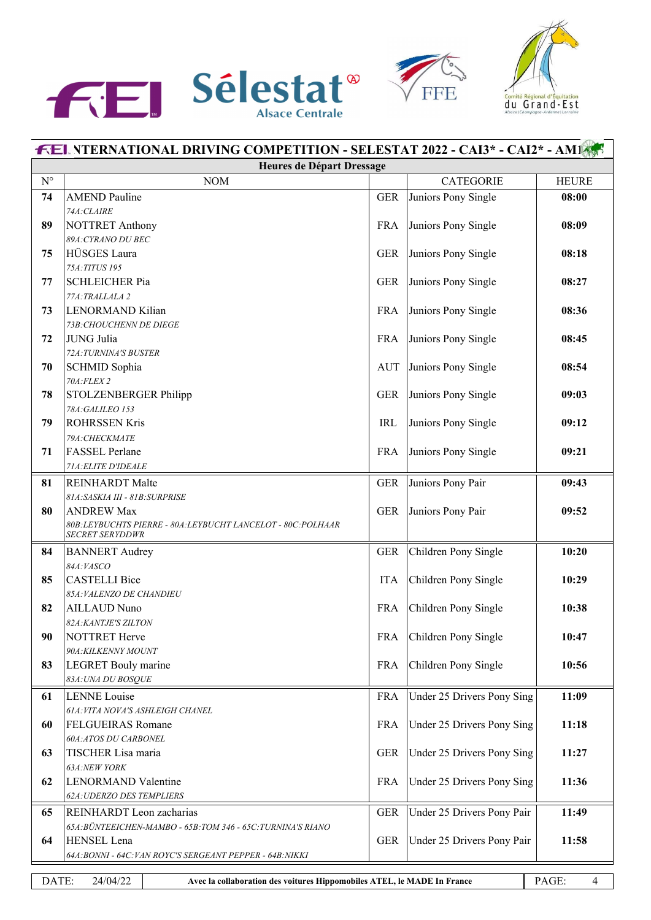# INTERNATIONAL DRIVING COMPETITION - SELESTAT 2022 - CAI3* - CAI2* - AM1

## Heures de Départ Dressage

| N° | NOM | | CATEGORIE | HEURE |
|---|---|---|---|---|
| **74** | AMEND Pauline<br>*74A:CLAIRE* | GER | Juniors Pony Single | **08:00** |
| **89** | NOTTRET Anthony<br>*89A:CYRANO DU BEC* | FRA | Juniors Pony Single | **08:09** |
| **75** | HÜSGES Laura<br>*75A:TITUS 195* | GER | Juniors Pony Single | **08:18** |
| **77** | SCHLEICHER Pia<br>*77A:TRALLALA 2* | GER | Juniors Pony Single | **08:27** |
| **73** | LENORMAND Kilian<br>*73B:CHOUCHENN DE DIEGE* | FRA | Juniors Pony Single | **08:36** |
| **72** | JUNG Julia<br>*72A:TURNINA'S BUSTER* | FRA | Juniors Pony Single | **08:45** |
| **70** | SCHMID Sophia<br>*70A:FLEX 2* | AUT | Juniors Pony Single | **08:54** |
| **78** | STOLZENBERGER Philipp<br>*78A:GALILEO 153* | GER | Juniors Pony Single | **09:03** |
| **79** | ROHRSSEN Kris<br>*79A:CHECKMATE* | IRL | Juniors Pony Single | **09:12** |
| **71** | FASSEL Perlane<br>*71A:ELITE D'IDEALE* | FRA | Juniors Pony Single | **09:21** |
| **81** | REINHARDT Malte<br>*81A:SASKIA III - 81B:SURPRISE* | GER | Juniors Pony Pair | **09:43** |
| **80** | ANDREW Max<br>*80B:LEYBUCHTS PIERRE - 80A:LEYBUCHT LANCELOT - 80C:POLHAAR SECRET SERYDDWR* | GER | Juniors Pony Pair | **09:52** |
| **84** | BANNERT Audrey<br>*84A:VASCO* | GER | Children Pony Single | **10:20** |
| **85** | CASTELLI Bice<br>*85A:VALENZO DE CHANDIEU* | ITA | Children Pony Single | **10:29** |
| **82** | AILLAUD Nuno<br>*82A:KANTJE'S ZILTON* | FRA | Children Pony Single | **10:38** |
| **90** | NOTTRET Herve<br>*90A:KILKENNY MOUNT* | FRA | Children Pony Single | **10:47** |
| **83** | LEGRET Bouly marine<br>*83A:UNA DU BOSQUE* | FRA | Children Pony Single | **10:56** |
| **61** | LENNE Louise<br>*61A:VITA NOVA'S ASHLEIGH CHANEL* | FRA | Under 25 Drivers Pony Sing | **11:09** |
| **60** | FELGUEIRAS Romane<br>*60A:ATOS DU CARBONEL* | FRA | Under 25 Drivers Pony Sing | **11:18** |
| **63** | TISCHER Lisa maria<br>*63A:NEW YORK* | GER | Under 25 Drivers Pony Sing | **11:27** |
| **62** | LENORMAND Valentine<br>*62A:UDERZO DES TEMPLIERS* | FRA | Under 25 Drivers Pony Sing | **11:36** |
| **65** | REINHARDT Leon zacharias<br>*65A:BÜNTEEICHEN-MAMBO - 65B:TOM 346 - 65C:TURNINA'S RIANO* | GER | Under 25 Drivers Pony Pair | **11:49** |
| **64** | HENSEL Lena<br>*64A:BONNI - 64C:VAN ROYC'S SERGEANT PEPPER - 64B:NIKKI* | GER | Under 25 Drivers Pony Pair | **11:58** |

DATE: 24/04/22 — **Avec la collaboration des voitures Hippomobiles ATEL, le MADE In France**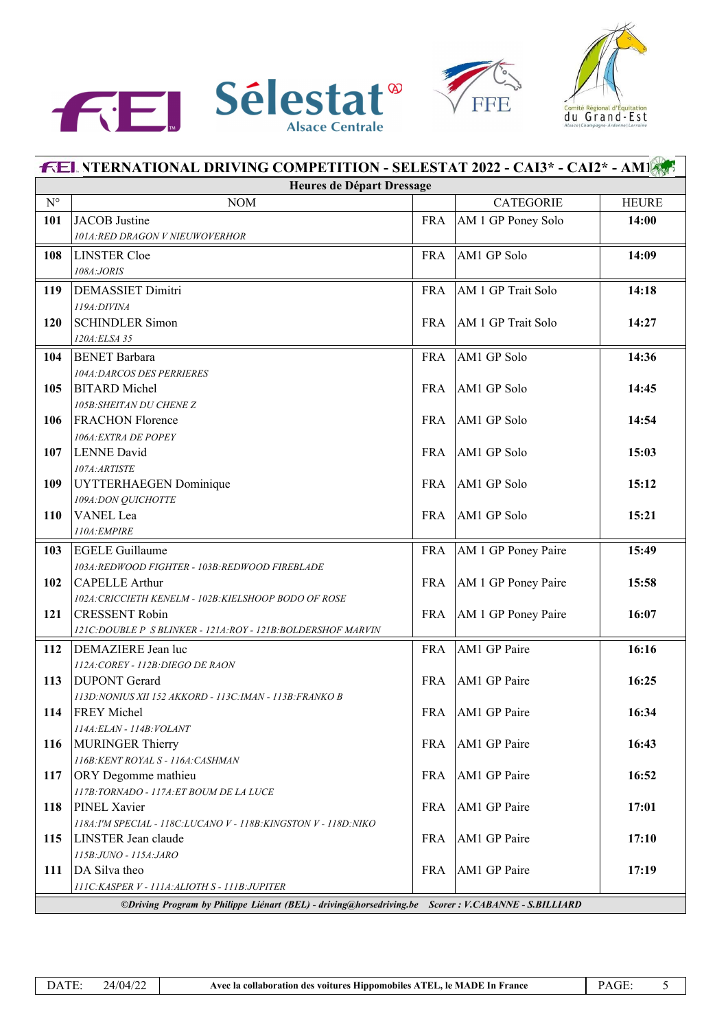# INTERNATIONAL DRIVING COMPETITION - SELESTAT 2022 - CAI3* - CAI2* - AM1

## Heures de Départ Dressage

| N° | NOM | | CATEGORIE | HEURE |
|---|---|---|---|---|
| **101** | JACOB Justine<br>*101A:RED DRAGON V NIEUWOVERHOR* | FRA | AM 1 GP Poney Solo | **14:00** |
| **108** | LINSTER Cloe<br>*108A:JORIS* | FRA | AM1 GP Solo | **14:09** |
| **119** | DEMASSIET Dimitri<br>*119A:DIVINA* | FRA | AM 1 GP Trait Solo | **14:18** |
| **120** | SCHINDLER Simon<br>*120A:ELSA 35* | FRA | AM 1 GP Trait Solo | **14:27** |
| **104** | BENET Barbara<br>*104A:DARCOS DES PERRIERES* | FRA | AM1 GP Solo | **14:36** |
| **105** | BITARD Michel<br>*105B:SHEITAN DU CHENE Z* | FRA | AM1 GP Solo | **14:45** |
| **106** | FRACHON Florence<br>*106A:EXTRA DE POPEY* | FRA | AM1 GP Solo | **14:54** |
| **107** | LENNE David<br>*107A:ARTISTE* | FRA | AM1 GP Solo | **15:03** |
| **109** | UYTTERHAEGEN Dominique<br>*109A:DON QUICHOTTE* | FRA | AM1 GP Solo | **15:12** |
| **110** | VANEL Lea<br>*110A:EMPIRE* | FRA | AM1 GP Solo | **15:21** |
| **103** | EGELE Guillaume<br>*103A:REDWOOD FIGHTER - 103B:REDWOOD FIREBLADE* | FRA | AM 1 GP Poney Paire | **15:49** |
| **102** | CAPELLE Arthur<br>*102A:CRICCIETH KENELM - 102B:KIELSHOOP BODO OF ROSE* | FRA | AM 1 GP Poney Paire | **15:58** |
| **121** | CRESSENT Robin<br>*121C:DOUBLE P S BLINKER - 121A:ROY - 121B:BOLDERSHOF MARVIN* | FRA | AM 1 GP Poney Paire | **16:07** |
| **112** | DEMAZIERE Jean luc<br>*112A:COREY - 112B:DIEGO DE RAON* | FRA | AM1 GP Paire | **16:16** |
| **113** | DUPONT Gerard<br>*113D:NONIUS XII 152 AKKORD - 113C:IMAN - 113B:FRANKO B* | FRA | AM1 GP Paire | **16:25** |
| **114** | FREY Michel<br>*114A:ELAN - 114B:VOLANT* | FRA | AM1 GP Paire | **16:34** |
| **116** | MURINGER Thierry<br>*116B:KENT ROYAL S - 116A:CASHMAN* | FRA | AM1 GP Paire | **16:43** |
| **117** | ORY Degomme mathieu<br>*117B:TORNADO - 117A:ET BOUM DE LA LUCE* | FRA | AM1 GP Paire | **16:52** |
| **118** | PINEL Xavier<br>*118A:I'M SPECIAL - 118C:LUCANO V - 118B:KINGSTON V - 118D:NIKO* | FRA | AM1 GP Paire | **17:01** |
| **115** | LINSTER Jean claude<br>*115B:JUNO - 115A:JARO* | FRA | AM1 GP Paire | **17:10** |
| **111** | DA Silva theo<br>*111C:KASPER V - 111A:ALIOTH S - 111B:JUPITER* | FRA | AM1 GP Paire | **17:19** |

***©Driving Program by Philippe Liénart (BEL) - driving@horsedriving.be Scorer : V.CABANNE - S.BILLIARD***

DATE: 24/04/22 — **Avec la collaboration des voitures Hippomobiles ATEL, le MADE In France**